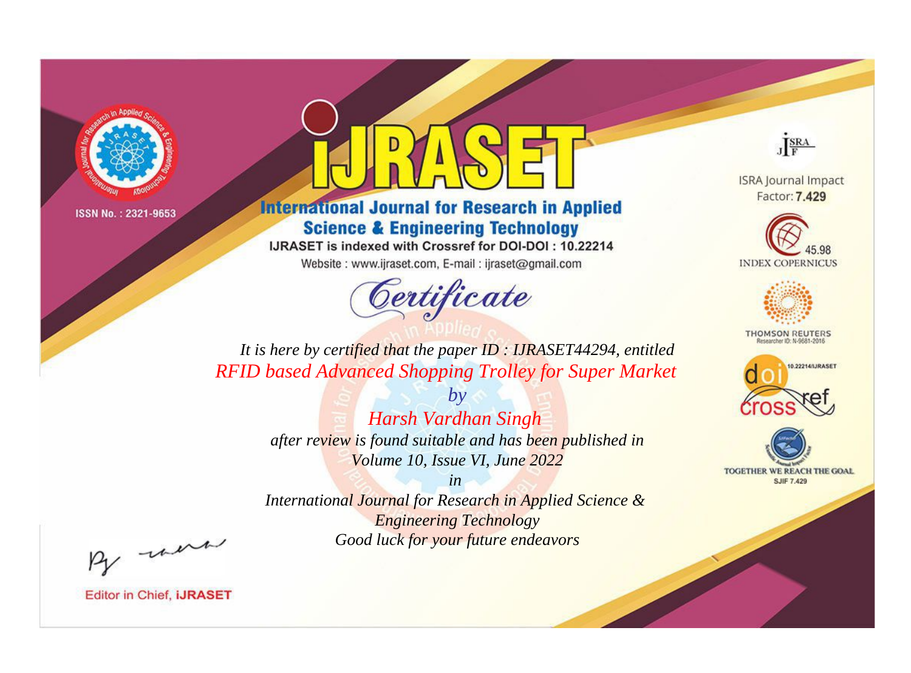ISSN No. : 2321-9653

# IJRASET

## International Journal for Research in Applied Science & Engineering Technology

IJRASET is indexed with Crossref for DOI-DOI : 10.22214

Website : www.ijraset.com, E-mail : ijraset@gmail.com

ISRA Journal Impact Factor: **7.429**

45.98 INDEX COPERNICUS

THOMSON REUTERS Researcher ID: N-9681-2016

10.22214/IJRASET

TOGETHER WE REACH THE GOAL SJIF 7.429

## *Certificate*

*It is here by certified that the paper ID : IJRASET44294, entitled*

*RFID based Advanced Shopping Trolley for Super Market*

*by*

*Harsh Vardhan Singh*

*after review is found suitable and has been published in*

*Volume 10, Issue VI, June 2022*

*in*

*International Journal for Research in Applied Science & Engineering Technology*

*Good luck for your future endeavors*

Editor in Chief, **iJRASET**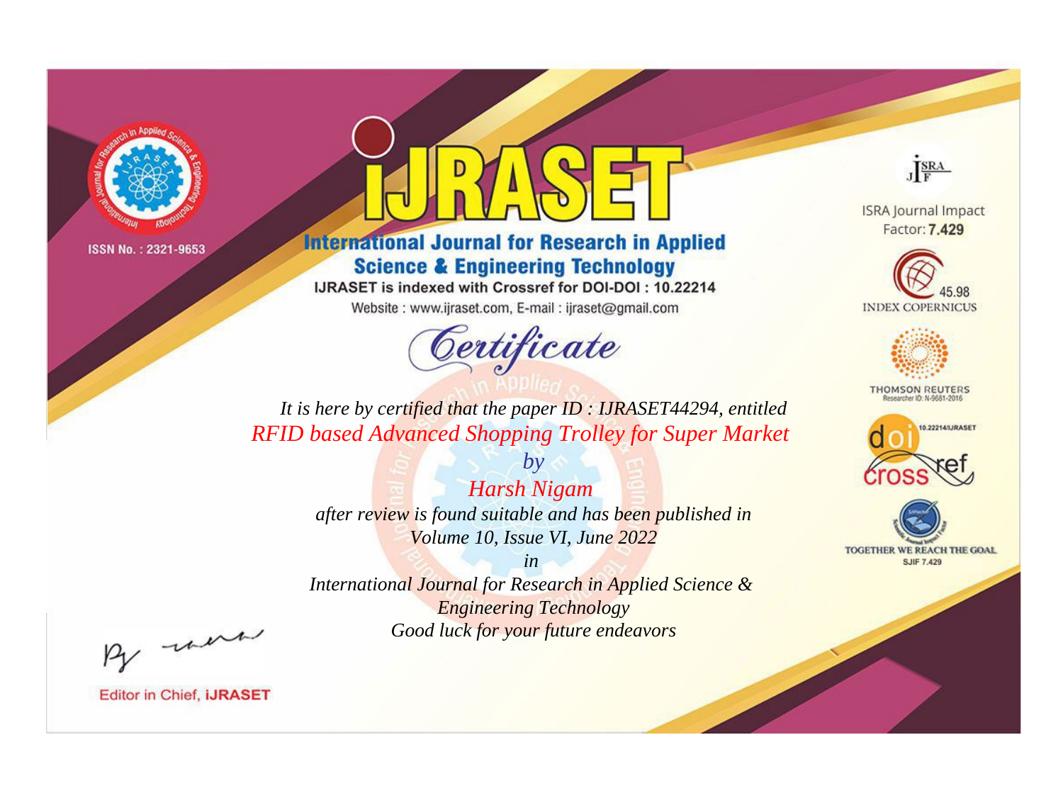ISSN No. : 2321-9653

# IJRASET

## International Journal for Research in Applied Science & Engineering Technology

IJRASET is indexed with Crossref for DOI-DOI : 10.22214

Website : www.ijraset.com, E-mail : ijraset@gmail.com

ISRA Journal Impact Factor: **7.429**

45.98 INDEX COPERNICUS

THOMSON REUTERS Researcher ID: N-9681-2016

10.22214/IJRASET

TOGETHER WE REACH THE GOAL SJIF 7.429

# *Certificate*

*It is here by certified that the paper ID : IJRASET44294, entitled*

*RFID based Advanced Shopping Trolley for Super Market*

*by*

*Harsh Nigam*

*after review is found suitable and has been published in*

*Volume 10, Issue VI, June 2022*

*in*

*International Journal for Research in Applied Science & Engineering Technology*

*Good luck for your future endeavors*

Editor in Chief, **IJRASET**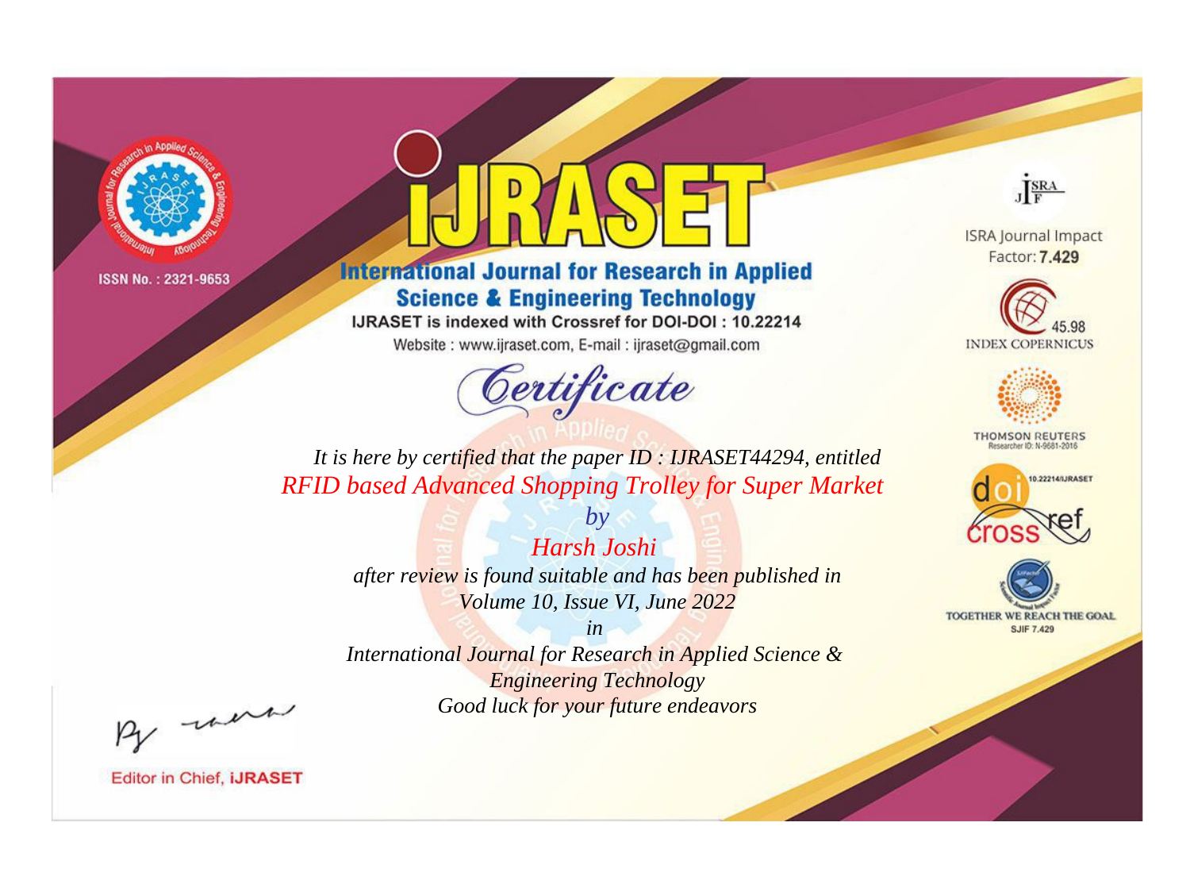ISSN No. : 2321-9653

# IJRASET

## International Journal for Research in Applied Science & Engineering Technology

IJRASET is indexed with Crossref for DOI-DOI : 10.22214

Website : www.ijraset.com, E-mail : ijraset@gmail.com

ISRA Journal Impact Factor: **7.429**

45.98 INDEX COPERNICUS

THOMSON REUTERS Researcher ID: N-9681-2016

10.22214/IJRASET

TOGETHER WE REACH THE GOAL SJIF 7.429

# *Certificate*

*It is here by certified that the paper ID : IJRASET44294, entitled*

*RFID based Advanced Shopping Trolley for Super Market*

*by*

*Harsh Joshi*

*after review is found suitable and has been published in*

*Volume 10, Issue VI, June 2022*

*in*

*International Journal for Research in Applied Science & Engineering Technology*

*Good luck for your future endeavors*

Editor in Chief, **iJRASET**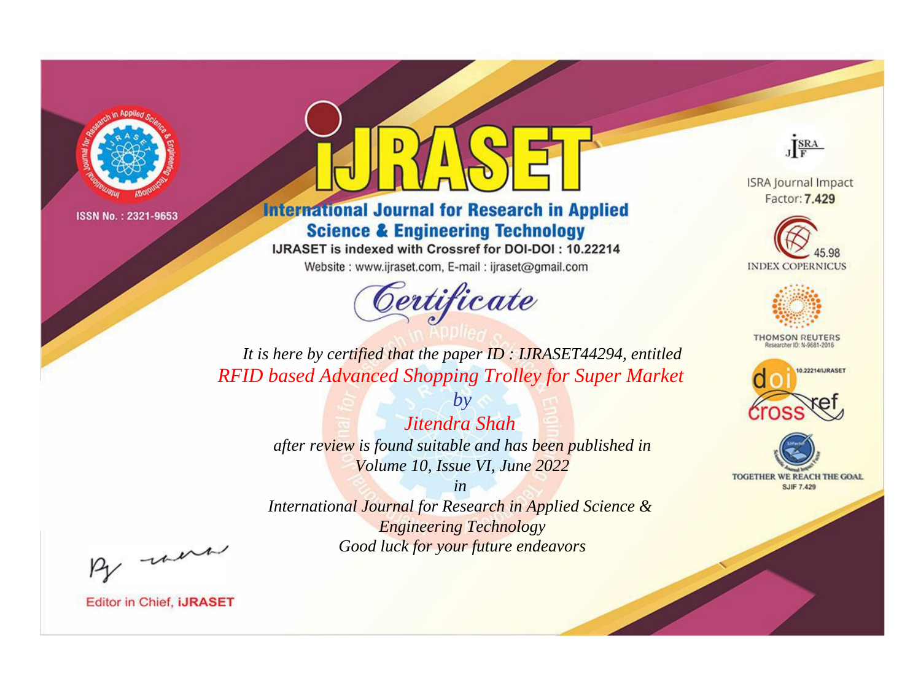ISSN No. : 2321-9653

# International Journal for Research in Applied Science & Engineering Technology

IJRASET is indexed with Crossref for DOI-DOI : 10.22214

Website : www.ijraset.com, E-mail : ijraset@gmail.com

ISRA Journal Impact Factor: **7.429**

45.98 INDEX COPERNICUS

THOMSON REUTERS Researcher ID: N-9681-2016

10.22214/IJRASET

TOGETHER WE REACH THE GOAL SJIF 7.429

## Certificate

*It is here by certified that the paper ID : IJRASET44294, entitled*

*RFID based Advanced Shopping Trolley for Super Market*

*by*

*Jitendra Shah*

*after review is found suitable and has been published in*

*Volume 10, Issue VI, June 2022*

*in*

*International Journal for Research in Applied Science & Engineering Technology*

*Good luck for your future endeavors*

Editor in Chief, **iJRASET**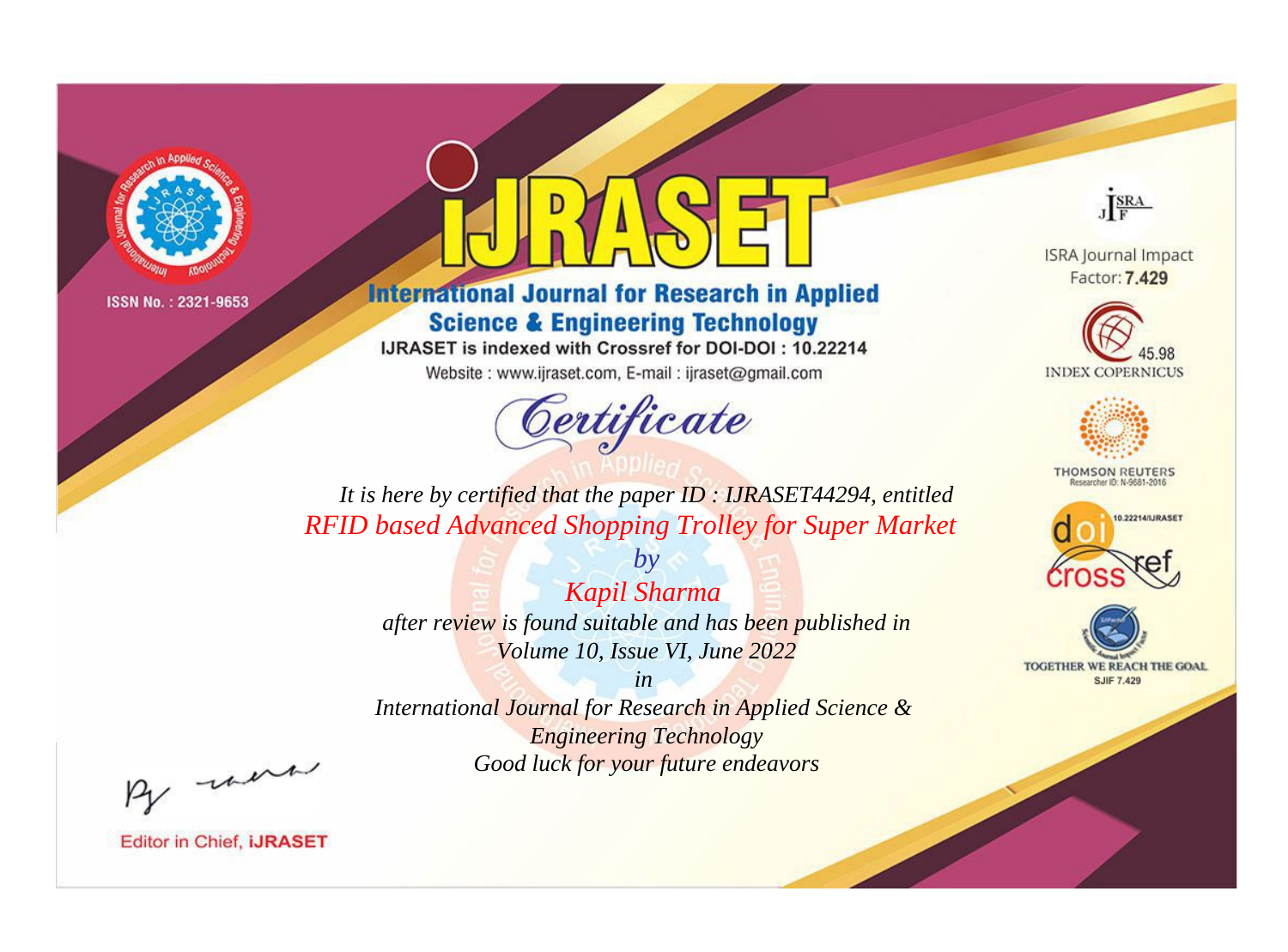ISSN No. : 2321-9653

# IJRASET

## International Journal for Research in Applied Science & Engineering Technology

IJRASET is indexed with Crossref for DOI-DOI : 10.22214

Website : www.ijraset.com, E-mail : ijraset@gmail.com

# Certificate

*It is here by certified that the paper ID : IJRASET44294, entitled*

*RFID based Advanced Shopping Trolley for Super Market*

*by*

*Kapil Sharma*

*after review is found suitable and has been published in*

*Volume 10, Issue VI, June 2022*

*in*

*International Journal for Research in Applied Science & Engineering Technology*

*Good luck for your future endeavors*

ISRA Journal Impact Factor: **7.429**

45.98 INDEX COPERNICUS

THOMSON REUTERS Researcher ID: N-9681-2016

10.22214/IJRASET

TOGETHER WE REACH THE GOAL SJIF 7.429

Editor in Chief, **iJRASET**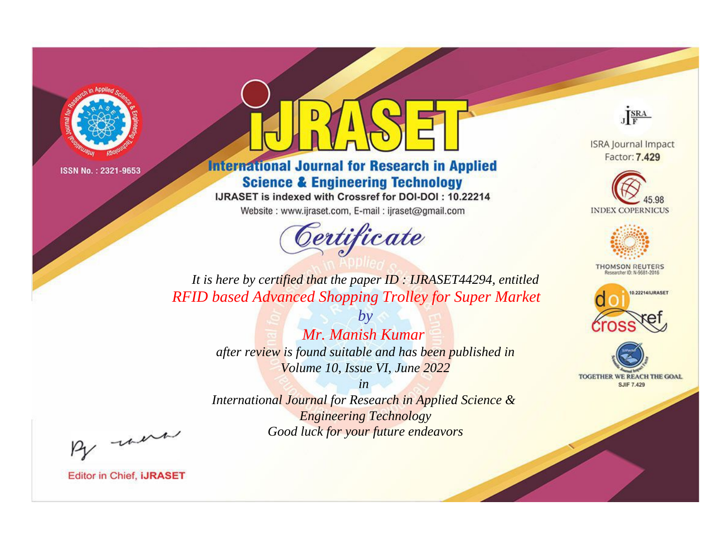ISSN No. : 2321-9653

# iJRASET

## International Journal for Research in Applied Science & Engineering Technology

IJRASET is indexed with Crossref for DOI-DOI : 10.22214

Website : www.ijraset.com, E-mail : ijraset@gmail.com

# Certificate

*It is here by certified that the paper ID : IJRASET44294, entitled*

*RFID based Advanced Shopping Trolley for Super Market*

*by*

*Mr. Manish Kumar*

*after review is found suitable and has been published in*

*Volume 10, Issue VI, June 2022*

*in*

*International Journal for Research in Applied Science & Engineering Technology*

*Good luck for your future endeavors*

ISRA Journal Impact Factor: **7.429**

45.98 INDEX COPERNICUS

THOMSON REUTERS Researcher ID: N-9681-2016

10.22214/IJRASET

TOGETHER WE REACH THE GOAL SJIF 7.429

Editor in Chief, **iJRASET**